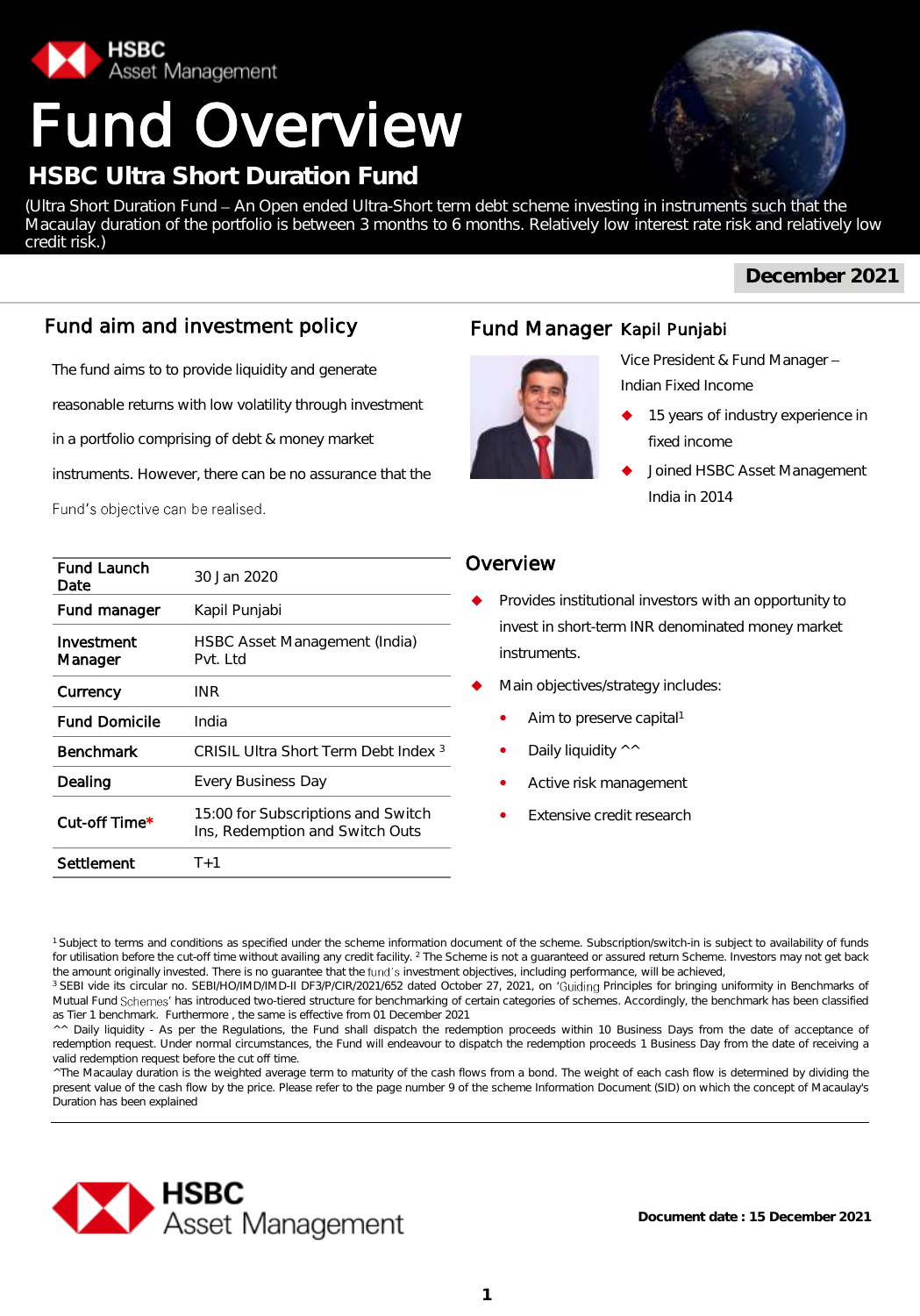HSBC Asset Management

# Fund Overview

## HSBC Ultra Short Duration Fund

(Ultra Short Duration Fund – An Open ended Ultra-Short term debt scheme investing in instruments such that the Macaulay duration of the portfolio is between 3 months to 6 months. Relatively low interest rate risk and relatively low credit risk.)

**December 2021**

## Fund aim and investment policy

The fund aims to to provide liquidity and generate reasonable returns with low volatility through investment in a portfolio comprising of debt & money market instruments. However, there can be no assurance that the Fund's objective can be realised.

| | |
|---|---|
| **Fund Launch Date** | 30 Jan 2020 |
| **Fund manager** | Kapil Punjabi |
| **Investment Manager** | HSBC Asset Management (India) Pvt. Ltd |
| **Currency** | INR |
| **Fund Domicile** | India |
| **Benchmark** | CRISIL Ultra Short Term Debt Index [3] |
| **Dealing** | Every Business Day |
| **Cut-off Time*** | 15:00 for Subscriptions and Switch Ins, Redemption and Switch Outs |
| **Settlement** | T+1 |

## Fund Manager Kapil Punjabi

Vice President & Fund Manager – Indian Fixed Income

- 15 years of industry experience in fixed income
- Joined HSBC Asset Management India in 2014

## Overview

- Provides institutional investors with an opportunity to invest in short-term INR denominated money market instruments.
- Main objectives/strategy includes:
  - Aim to preserve capital[1]
  - Daily liquidity ^^
  - Active risk management
  - Extensive credit research

[1] Subject to terms and conditions as specified under the scheme information document of the scheme. Subscription/switch-in is subject to availability of funds for utilisation before the cut-off time without availing any credit facility. [2] The Scheme is not a guaranteed or assured return Scheme. Investors may not get back the amount originally invested. There is no guarantee that the fund's investment objectives, including performance, will be achieved,
[3] SEBI vide its circular no. SEBI/HO/IMD/IMD-II DF3/P/CIR/2021/652 dated October 27, 2021, on 'Guiding Principles for bringing uniformity in Benchmarks of Mutual Fund Schemes' has introduced two-tiered structure for benchmarking of certain categories of schemes. Accordingly, the benchmark has been classified as Tier 1 benchmark. Furthermore , the same is effective from 01 December 2021
^^ Daily liquidity - As per the Regulations, the Fund shall dispatch the redemption proceeds within 10 Business Days from the date of acceptance of redemption request. Under normal circumstances, the Fund will endeavour to dispatch the redemption proceeds 1 Business Day from the date of receiving a valid redemption request before the cut off time.
^The Macaulay duration is the weighted average term to maturity of the cash flows from a bond. The weight of each cash flow is determined by dividing the present value of the cash flow by the price. Please refer to the page number 9 of the scheme Information Document (SID) on which the concept of Macaulay's Duration has been explained

HSBC Asset Management

**Document date : 15 December 2021**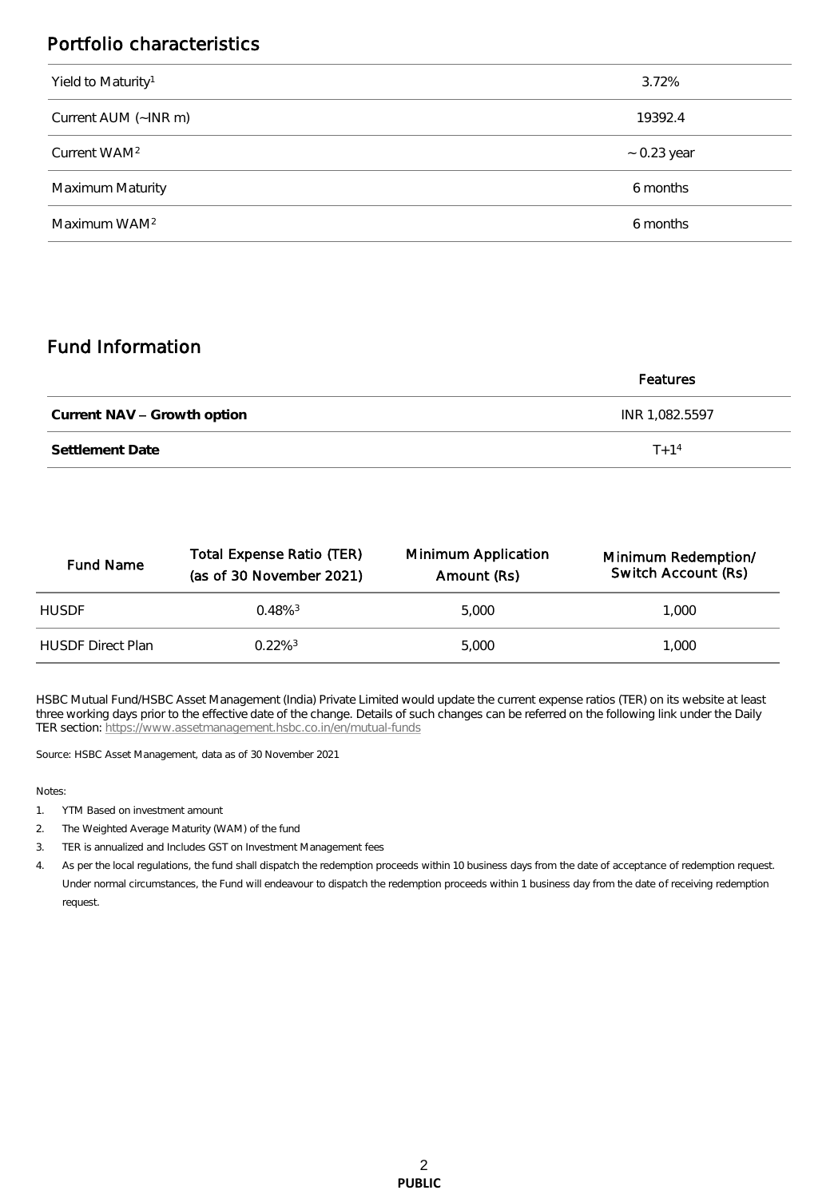## Portfolio characteristics

| | |
|---|---|
| Yield to Maturity[1] | 3.72% |
| Current AUM (~INR m) | 19392.4 |
| Current WAM[2] | ~ 0.23 year |
| Maximum Maturity | 6 months |
| Maximum WAM[2] | 6 months |

## Fund Information

| | Features |
|---|---|
| **Current NAV – Growth option** | INR 1,082.5597 |
| **Settlement Date** | T+1[4] |

| Fund Name | Total Expense Ratio (TER) (as of 30 November 2021) | Minimum Application Amount (Rs) | Minimum Redemption/ Switch Account (Rs) |
|---|---|---|---|
| HUSDF | 0.48%[3] | 5,000 | 1,000 |
| HUSDF Direct Plan | 0.22%[3] | 5,000 | 1,000 |

HSBC Mutual Fund/HSBC Asset Management (India) Private Limited would update the current expense ratios (TER) on its website at least three working days prior to the effective date of the change. Details of such changes can be referred on the following link under the Daily TER section: https://www.assetmanagement.hsbc.co.in/en/mutual-funds

Source: HSBC Asset Management, data as of 30 November 2021

Notes:

1. YTM Based on investment amount
2. The Weighted Average Maturity (WAM) of the fund
3. TER is annualized and Includes GST on Investment Management fees
4. As per the local regulations, the fund shall dispatch the redemption proceeds within 10 business days from the date of acceptance of redemption request. Under normal circumstances, the Fund will endeavour to dispatch the redemption proceeds within 1 business day from the date of receiving redemption request.

**PUBLIC**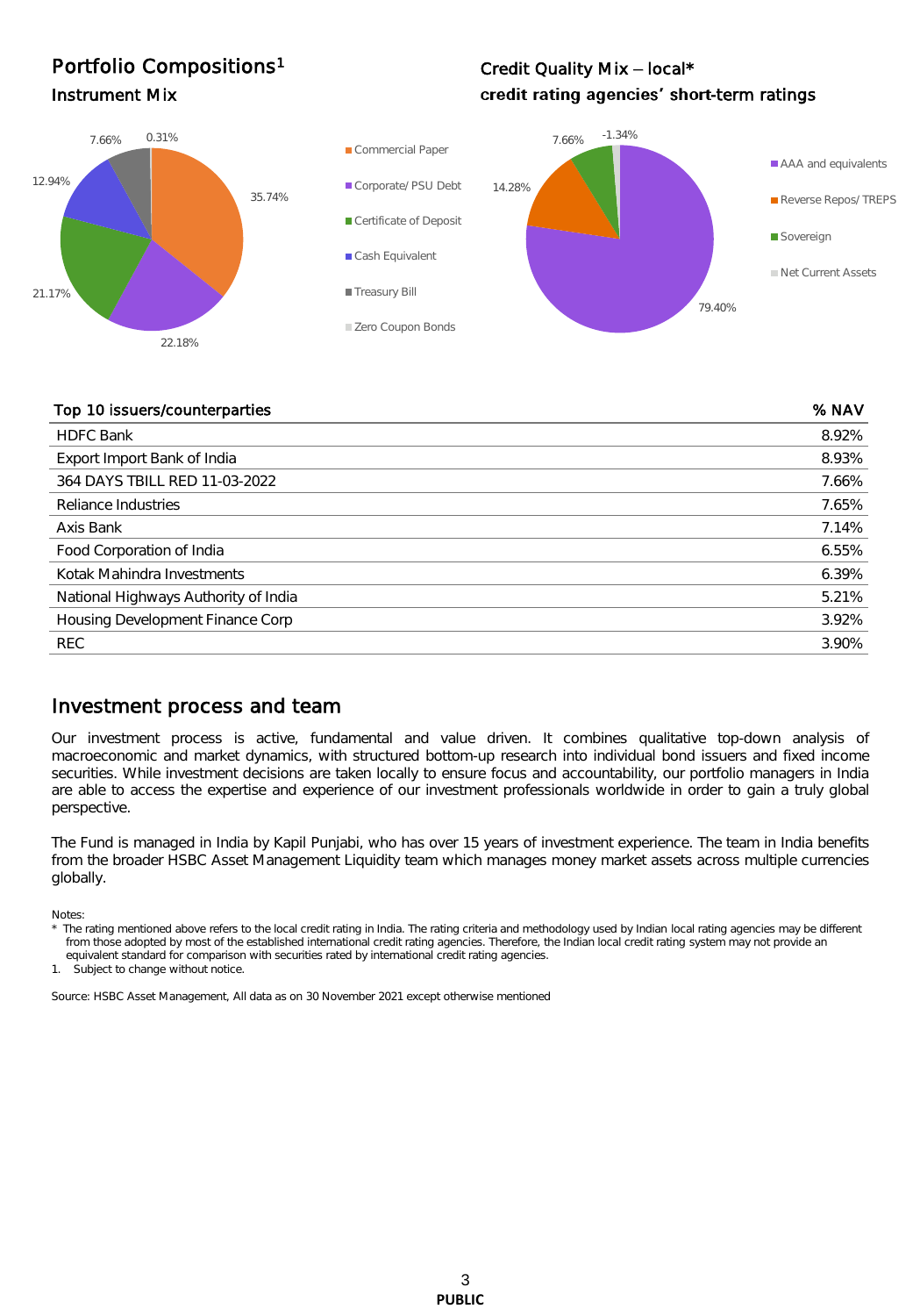## Portfolio Compositions[1]

### Instrument Mix

| Instrument | % |
|---|---|
| Commercial Paper | 35.74% |
| Corporate/ PSU Debt | 22.18% |
| Certificate of Deposit | 21.17% |
| Cash Equivalent | 12.94% |
| Treasury Bill | 7.66% |
| Zero Coupon Bonds | 0.31% |

### Credit Quality Mix – local*
**credit rating agencies' short-term ratings**

| Rating | % |
|---|---|
| AAA and equivalents | 79.40% |
| Reverse Repos/ TREPS | 14.28% |
| Sovereign | 7.66% |
| Net Current Assets | -1.34% |

| Top 10 issuers/counterparties | % NAV |
|---|---|
| HDFC Bank | 8.92% |
| Export Import Bank of India | 8.93% |
| 364 DAYS TBILL RED 11-03-2022 | 7.66% |
| Reliance Industries | 7.65% |
| Axis Bank | 7.14% |
| Food Corporation of India | 6.55% |
| Kotak Mahindra Investments | 6.39% |
| National Highways Authority of India | 5.21% |
| Housing Development Finance Corp | 3.92% |
| REC | 3.90% |

## Investment process and team

Our investment process is active, fundamental and value driven. It combines qualitative top-down analysis of macroeconomic and market dynamics, with structured bottom-up research into individual bond issuers and fixed income securities. While investment decisions are taken locally to ensure focus and accountability, our portfolio managers in India are able to access the expertise and experience of our investment professionals worldwide in order to gain a truly global perspective.

The Fund is managed in India by Kapil Punjabi, who has over 15 years of investment experience. The team in India benefits from the broader HSBC Asset Management Liquidity team which manages money market assets across multiple currencies globally.

Notes:

\* The rating mentioned above refers to the local credit rating in India. The rating criteria and methodology used by Indian local rating agencies may be different from those adopted by most of the established international credit rating agencies. Therefore, the Indian local credit rating system may not provide an equivalent standard for comparison with securities rated by international credit rating agencies.

1. Subject to change without notice.

Source: HSBC Asset Management, All data as on 30 November 2021 except otherwise mentioned

**PUBLIC**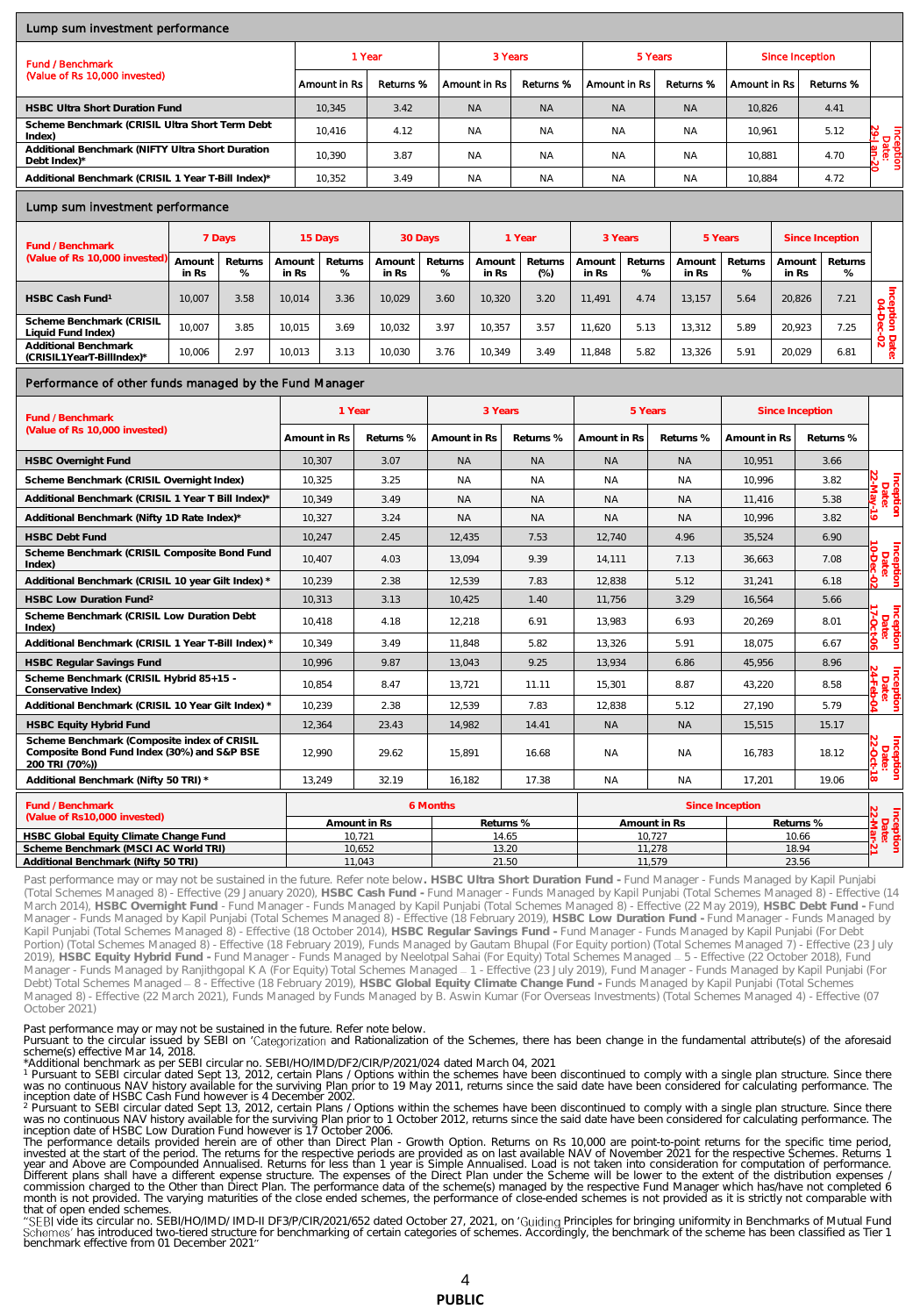## Lump sum investment performance

| Fund / Benchmark (Value of Rs 10,000 invested) | 1 Year | | 3 Years | | 5 Years | | Since Inception | | |
|---|---|---|---|---|---|---|---|---|---|
| | Amount in Rs | Returns % | Amount in Rs | Returns % | Amount in Rs | Returns % | Amount in Rs | Returns % | |
| HSBC Ultra Short Duration Fund | 10,345 | 3.42 | NA | NA | NA | NA | 10,826 | 4.41 | Inception Date: 29-Jan-20 |
| Scheme Benchmark (CRISIL Ultra Short Term Debt Index) | 10,416 | 4.12 | NA | NA | NA | NA | 10,961 | 5.12 | |
| Additional Benchmark (NIFTY Ultra Short Duration Debt Index)* | 10,390 | 3.87 | NA | NA | NA | NA | 10,881 | 4.70 | |
| Additional Benchmark (CRISIL 1 Year T-Bill Index)* | 10,352 | 3.49 | NA | NA | NA | NA | 10,884 | 4.72 | |

## Lump sum investment performance

| Fund / Benchmark (Value of Rs 10,000 invested) | 7 Days | | 15 Days | | 30 Days | | 1 Year | | 3 Years | | 5 Years | | Since Inception | | |
|---|---|---|---|---|---|---|---|---|---|---|---|---|---|---|---|
| | Amount in Rs | Returns % | Amount in Rs | Returns % | Amount in Rs | Returns % | Amount in Rs | Returns (%) | Amount in Rs | Returns % | Amount in Rs | Returns % | Amount in Rs | Returns % | |
| HSBC Cash Fund[1] | 10,007 | 3.58 | 10,014 | 3.36 | 10,029 | 3.60 | 10,320 | 3.20 | 11,491 | 4.74 | 13,157 | 5.64 | 20,826 | 7.21 | Inception Date: 04-Dec-02 |
| Scheme Benchmark (CRISIL Liquid Fund Index) | 10,007 | 3.85 | 10,015 | 3.69 | 10,032 | 3.97 | 10,357 | 3.57 | 11,620 | 5.13 | 13,312 | 5.89 | 20,923 | 7.25 | |
| Additional Benchmark (CRISIL1YearT-BillIndex)* | 10,006 | 2.97 | 10,013 | 3.13 | 10,030 | 3.76 | 10,349 | 3.49 | 11,848 | 5.82 | 13,326 | 5.91 | 20,029 | 6.81 | |

## Performance of other funds managed by the Fund Manager

| Fund / Benchmark (Value of Rs 10,000 invested) | 1 Year | | 3 Years | | 5 Years | | Since Inception | | |
|---|---|---|---|---|---|---|---|---|---|
| | Amount in Rs | Returns % | Amount in Rs | Returns % | Amount in Rs | Returns % | Amount in Rs | Returns % | |
| HSBC Overnight Fund | 10,307 | 3.07 | NA | NA | NA | NA | 10,951 | 3.66 | Inception Date: 22-May-19 |
| Scheme Benchmark (CRISIL Overnight Index) | 10,325 | 3.25 | NA | NA | NA | NA | 10,996 | 3.82 | |
| Additional Benchmark (CRISIL 1 Year T Bill Index)* | 10,349 | 3.49 | NA | NA | NA | NA | 11,416 | 5.38 | |
| Additional Benchmark (Nifty 1D Rate Index)* | 10,327 | 3.24 | NA | NA | NA | NA | 10,996 | 3.82 | |
| HSBC Debt Fund | 10,247 | 2.45 | 12,435 | 7.53 | 12,740 | 4.96 | 35,524 | 6.90 | Inception Date: 10-Dec-02 |
| Scheme Benchmark (CRISIL Composite Bond Fund Index) | 10,407 | 4.03 | 13,094 | 9.39 | 14,111 | 7.13 | 36,663 | 7.08 | |
| Additional Benchmark (CRISIL 10 year Gilt Index) * | 10,239 | 2.38 | 12,539 | 7.83 | 12,838 | 5.12 | 31,241 | 6.18 | |
| HSBC Low Duration Fund[2] | 10,313 | 3.13 | 10,425 | 1.40 | 11,756 | 3.29 | 16,564 | 5.66 | Inception Date: 17-Oct-06 |
| Scheme Benchmark (CRISIL Low Duration Debt Index) | 10,418 | 4.18 | 12,218 | 6.91 | 13,983 | 6.93 | 20,269 | 8.01 | |
| Additional Benchmark (CRISIL 1 Year T-Bill Index) * | 10,349 | 3.49 | 11,848 | 5.82 | 13,326 | 5.91 | 18,075 | 6.67 | |
| HSBC Regular Savings Fund | 10,996 | 9.87 | 13,043 | 9.25 | 13,934 | 6.86 | 45,956 | 8.96 | Inception Date: 24-Feb-04 |
| Scheme Benchmark (CRISIL Hybrid 85+15 - Conservative Index) | 10,854 | 8.47 | 13,721 | 11.11 | 15,301 | 8.87 | 43,220 | 8.58 | |
| Additional Benchmark (CRISIL 10 Year Gilt Index) * | 10,239 | 2.38 | 12,539 | 7.83 | 12,838 | 5.12 | 27,190 | 5.79 | |
| HSBC Equity Hybrid Fund | 12,364 | 23.43 | 14,982 | 14.41 | NA | NA | 15,515 | 15.17 | Inception Date: 22-Oct-18 |
| Scheme Benchmark (Composite index of CRISIL Composite Bond Fund Index (30%) and S&P BSE 200 TRI (70%)) | 12,990 | 29.62 | 15,891 | 16.68 | NA | NA | 16,783 | 18.12 | |
| Additional Benchmark (Nifty 50 TRI) * | 13,249 | 32.19 | 16,182 | 17.38 | NA | NA | 17,201 | 19.06 | |

| Fund / Benchmark (Value of Rs10,000 invested) | 6 Months | | Since Inception | | |
|---|---|---|---|---|---|
| | Amount in Rs | Returns % | Amount in Rs | Returns % | |
| HSBC Global Equity Climate Change Fund | 10,721 | 14.65 | 10,727 | 10.66 | Inception Date: 22-Mar-21 |
| Scheme Benchmark (MSCI AC World TRI) | 10,652 | 13.20 | 11,278 | 18.94 | |
| Additional Benchmark (Nifty 50 TRI) | 11,043 | 21.50 | 11,579 | 23.56 | |

Past performance may or may not be sustained in the future. Refer note below. **HSBC Ultra Short Duration Fund -** Fund Manager - Funds Managed by Kapil Punjabi (Total Schemes Managed 8) - Effective (29 January 2020), **HSBC Cash Fund -** Fund Manager - Funds Managed by Kapil Punjabi (Total Schemes Managed 8) - Effective (14 March 2014), **HSBC Overnight Fund** - Fund Manager - Funds Managed by Kapil Punjabi (Total Schemes Managed 8) - Effective (22 May 2019), **HSBC Debt Fund -** Fund Manager - Funds Managed by Kapil Punjabi (Total Schemes Managed 8) - Effective (18 February 2019), **HSBC Low Duration Fund -** Fund Manager - Funds Managed by Kapil Punjabi (Total Schemes Managed 8) - Effective (18 October 2014), **HSBC Regular Savings Fund -** Fund Manager - Funds Managed by Kapil Punjabi (For Debt Portion) (Total Schemes Managed 8) - Effective (18 February 2019), Funds Managed by Gautam Bhupal (For Equity portion) (Total Schemes Managed 7) - Effective (23 July 2019), **HSBC Equity Hybrid Fund -** Fund Manager - Funds Managed by Neelotpal Sahai (For Equity) Total Schemes Managed – 5 - Effective (22 October 2018), Fund Manager - Funds Managed by Ranjithgopal K A (For Equity) Total Schemes Managed – 1 - Effective (23 July 2019), Fund Manager - Funds Managed by Kapil Punjabi (For Debt) Total Schemes Managed – 8 - Effective (18 February 2019), **HSBC Global Equity Climate Change Fund -** Funds Managed by Kapil Punjabi (Total Schemes Managed 8) - Effective (22 March 2021), Funds Managed by Funds Managed by B. Aswin Kumar (For Overseas Investments) (Total Schemes Managed 4) - Effective (07 October 2021)

Past performance may or may not be sustained in the future. Refer note below.
Pursuant to the circular issued by SEBI on 'Categorization and Rationalization of the Schemes, there has been change in the fundamental attribute(s) of the aforesaid scheme(s) effective Mar 14, 2018.
*Additional benchmark as per SEBI circular no. SEBI/HO/IMD/DF2/CIR/P/2021/024 dated March 04, 2021
[1] Pursuant to SEBI circular dated Sept 13, 2012, certain Plans / Options within the schemes have been discontinued to comply with a single plan structure. Since there was no continuous NAV history available for the surviving Plan prior to 19 May 2011, returns since the said date have been considered for calculating performance. The inception date of HSBC Cash Fund however is 4 December 2002.
[2] Pursuant to SEBI circular dated Sept 13, 2012, certain Plans / Options within the schemes have been discontinued to comply with a single plan structure. Since there was no continuous NAV history available for the surviving Plan prior to 1 October 2012, returns since the said date have been considered for calculating performance. The inception date of HSBC Low Duration Fund however is 17 October 2006.
The performance details provided herein are of other than Direct Plan - Growth Option. Returns on Rs 10,000 are point-to-point returns for the specific time period, invested at the start of the period. The returns for the respective periods are provided as on last available NAV of November 2021 for the respective Schemes. Returns 1 year and Above are Compounded Annualised. Returns for less than 1 year is Simple Annualised. Load is not taken into consideration for computation of performance. Different plans shall have a different expense structure. The expenses of the Direct Plan under the Scheme will be lower to the extent of the distribution expenses / commission charged to the Other than Direct Plan. The performance data of the scheme(s) managed by the respective Fund Manager which has/have not completed 6 month is not provided. The varying maturities of the close ended schemes, the performance of close-ended schemes is not provided as it is strictly not comparable with that of open ended schemes.
"SEBI vide its circular no. SEBI/HO/IMD/ IMD-II DF3/P/CIR/2021/652 dated October 27, 2021, on 'Guiding Principles for bringing uniformity in Benchmarks of Mutual Fund Schemes' has introduced two-tiered structure for benchmarking of certain categories of schemes. Accordingly, the benchmark of the scheme has been classified as Tier 1 benchmark effective from 01 December 2021"

**PUBLIC**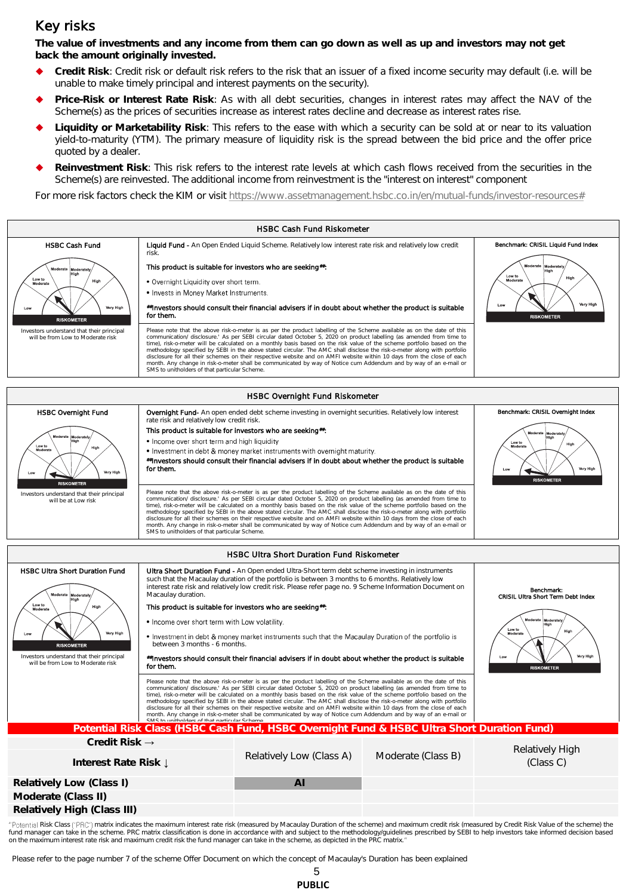## Key risks

**The value of investments and any income from them can go down as well as up and investors may not get back the amount originally invested.**

- **Credit Risk**: Credit risk or default risk refers to the risk that an issuer of a fixed income security may default (i.e. will be unable to make timely principal and interest payments on the security).
- **Price-Risk or Interest Rate Risk**: As with all debt securities, changes in interest rates may affect the NAV of the Scheme(s) as the prices of securities increase as interest rates decline and decrease as interest rates rise.
- **Liquidity or Marketability Risk**: This refers to the ease with which a security can be sold at or near to its valuation yield-to-maturity (YTM). The primary measure of liquidity risk is the spread between the bid price and the offer price quoted by a dealer.
- **Reinvestment Risk**: This risk refers to the interest rate levels at which cash flows received from the securities in the Scheme(s) are reinvested. The additional income from reinvestment is the "interest on interest" component

For more risk factors check the KIM or visit https://www.assetmanagement.hsbc.co.in/en/mutual-funds/investor-resources#

### HSBC Cash Fund Riskometer

| HSBC Cash Fund | | Benchmark: CRISIL Liquid Fund Index |
|---|---|---|
| RISKOMETER<br>Investors understand that their principal will be from Low to Moderate risk | **Liquid Fund** - An Open Ended Liquid Scheme. Relatively low interest rate risk and relatively low credit risk.<br><br>This product is suitable for investors who are seeking##:<br>• Overnight Liquidity over short term.<br>• Invests in Money Market Instruments.<br><br>##Investors should consult their financial advisers if in doubt about whether the product is suitable for them.<br><br>Please note that the above risk-o-meter is as per the product labelling of the Scheme available as on the date of this communication/ disclosure.' As per SEBI circular dated October 5, 2020 on product labelling (as amended from time to time), risk-o-meter will be calculated on a monthly basis based on the risk value of the scheme portfolio based on the methodology specified by SEBI in the above stated circular. The AMC shall disclose the risk-o-meter along with portfolio disclosure for all their schemes on their respective website and on AMFI website within 10 days from the close of each month. Any change in risk-o-meter shall be communicated by way of Notice cum Addendum and by way of an e-mail or SMS to unitholders of that particular Scheme. | RISKOMETER |

### HSBC Overnight Fund Riskometer

| HSBC Overnight Fund | | Benchmark: CRISIL Overnight Index |
|---|---|---|
| RISKOMETER<br>Investors understand that their principal will be at Low risk | **Overnight Fund**- An open ended debt scheme investing in overnight securities. Relatively low interest rate risk and relatively low credit risk.<br><br>This product is suitable for investors who are seeking##:<br>• Income over short term and high liquidity<br>• Investment in debt & money market instruments with overnight maturity.<br><br>##Investors should consult their financial advisers if in doubt about whether the product is suitable for them.<br><br>Please note that the above risk-o-meter is as per the product labelling of the Scheme available as on the date of this communication/ disclosure.' As per SEBI circular dated October 5, 2020 on product labelling (as amended from time to time), risk-o-meter will be calculated on a monthly basis based on the risk value of the scheme portfolio based on the methodology specified by SEBI in the above stated circular. The AMC shall disclose the risk-o-meter along with portfolio disclosure for all their schemes on their respective website and on AMFI website within 10 days from the close of each month. Any change in risk-o-meter shall be communicated by way of Notice cum Addendum and by way of an e-mail or SMS to unitholders of that particular Scheme. | RISKOMETER |

### HSBC Ultra Short Duration Fund Riskometer

| HSBC Ultra Short Duration Fund | | Benchmark: CRISIL Ultra Short Term Debt Index |
|---|---|---|
| RISKOMETER<br>Investors understand that their principal will be from Low to Moderate risk | **Ultra Short Duration Fund** - An Open ended Ultra-Short term debt scheme investing in instruments such that the Macaulay duration of the portfolio is between 3 months to 6 months. Relatively low interest rate risk and relatively low credit risk. Please refer page no. 9 Scheme Information Document on Macaulay duration.<br><br>This product is suitable for investors who are seeking##:<br>• Income over short term with Low volatility.<br>• Investment in debt & money market instruments such that the Macaulay Duration of the portfolio is between 3 months - 6 months.<br><br>##Investors should consult their financial advisers if in doubt about whether the product is suitable for them.<br><br>Please note that the above risk-o-meter is as per the product labelling of the Scheme available as on the date of this communication/ disclosure.' As per SEBI circular dated October 5, 2020 on product labelling (as amended from time to time), risk-o-meter will be calculated on a monthly basis based on the risk value of the scheme portfolio based on the methodology specified by SEBI in the above stated circular. The AMC shall disclose the risk-o-meter along with portfolio disclosure for all their schemes on their respective website and on AMFI website within 10 days from the close of each month. Any change in risk-o-meter shall be communicated by way of Notice cum Addendum and by way of an e-mail or SMS to unitholders of that particular Scheme. | RISKOMETER |

### Potential Risk Class (HSBC Cash Fund, HSBC Overnight Fund & HSBC Ultra Short Duration Fund)

| Credit Risk → <br> Interest Rate Risk ↓ | Relatively Low (Class A) | Moderate (Class B) | Relatively High (Class C) |
|---|---|---|---|
| **Relatively Low (Class I)** | **AI** | | |
| **Moderate (Class II)** | | | |
| **Relatively High (Class III)** | | | |

"Potential Risk Class ('PRC') matrix indicates the maximum interest rate risk (measured by Macaulay Duration of the scheme) and maximum credit risk (measured by Credit Risk Value of the scheme) the fund manager can take in the scheme. PRC matrix classification is done in accordance with and subject to the methodology/guidelines prescribed by SEBI to help investors take informed decision based on the maximum interest rate risk and maximum credit risk the fund manager can take in the scheme, as depicted in the PRC matrix."

Please refer to the page number 7 of the scheme Offer Document on which the concept of Macaulay's Duration has been explained

PUBLIC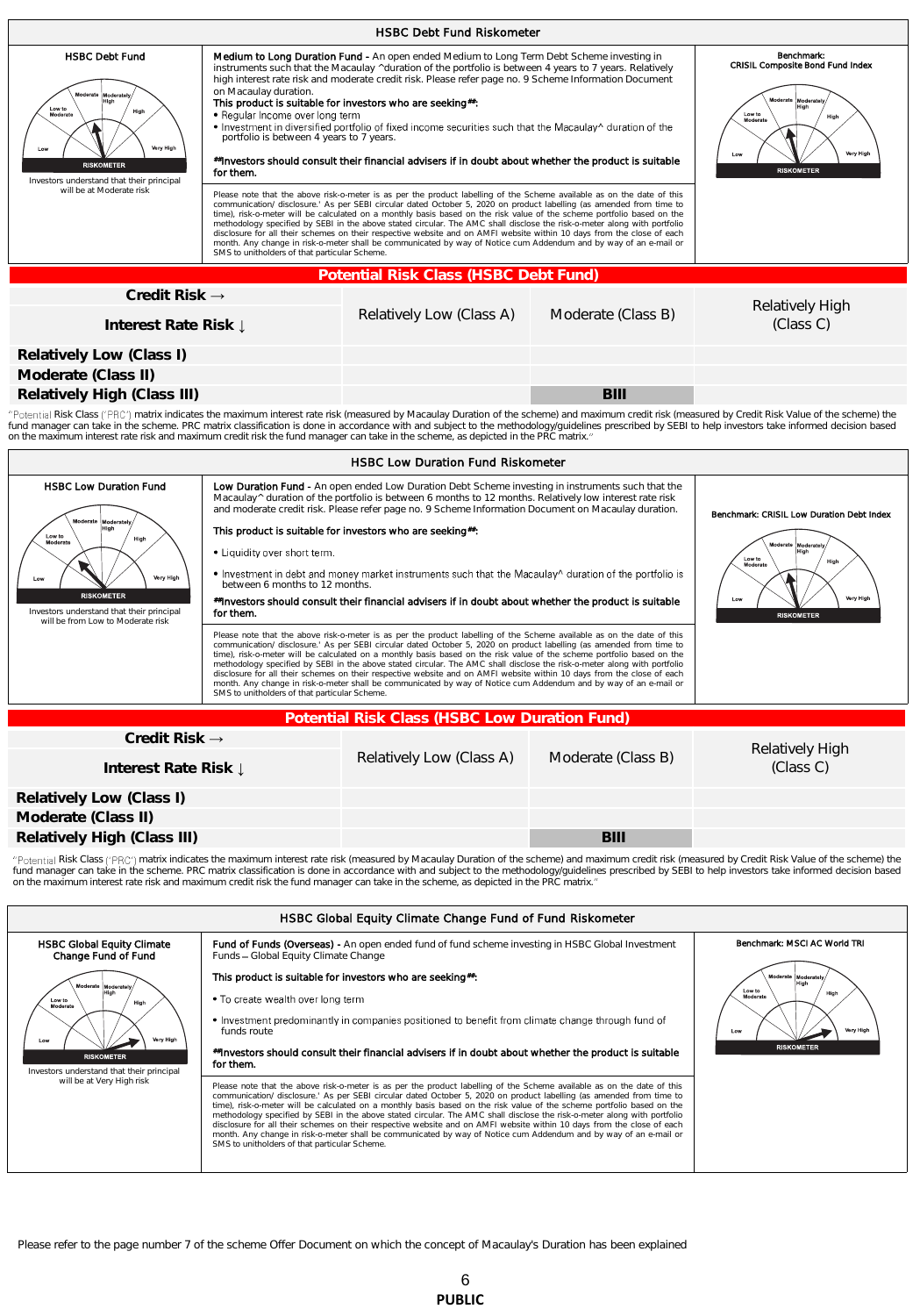## HSBC Debt Fund Riskometer

| HSBC Debt Fund | Medium to Long Duration Fund - An open ended Medium to Long Term Debt Scheme investing in instruments such that the Macaulay ^duration of the portfolio is between 4 years to 7 years. Relatively high interest rate risk and moderate credit risk. Please refer page no. 9 Scheme Information Document on Macaulay duration. | Benchmark: CRISIL Composite Bond Fund Index |
|---|---|---|
| Investors understand that their principal will be at Moderate risk | **This product is suitable for investors who are seeking##:**<br>• Regular Income over long term<br>• Investment in diversified portfolio of fixed income securities such that the Macaulay^ duration of the portfolio is between 4 years to 7 years.<br>**##Investors should consult their financial advisers if in doubt about whether the product is suitable for them.** | |
| | Please note that the above risk-o-meter is as per the product labelling of the Scheme available as on the date of this communication/ disclosure.' As per SEBI circular dated October 5, 2020 on product labelling (as amended from time to time), risk-o-meter will be calculated on a monthly basis based on the risk value of the scheme portfolio based on the methodology specified by SEBI in the above stated circular. The AMC shall disclose the risk-o-meter along with portfolio disclosure for all their schemes on their respective website and on AMFI website within 10 days from the close of each month. Any change in risk-o-meter shall be communicated by way of Notice cum Addendum and by way of an e-mail or SMS to unitholders of that particular Scheme. | |

### Potential Risk Class (HSBC Debt Fund)

| Credit Risk →<br>Interest Rate Risk ↓ | Relatively Low (Class A) | Moderate (Class B) | Relatively High (Class C) |
|---|---|---|---|
| **Relatively Low (Class I)** | | | |
| **Moderate (Class II)** | | | |
| **Relatively High (Class III)** | | BIII | |

"Potential Risk Class ('PRC') matrix indicates the maximum interest rate risk (measured by Macaulay Duration of the scheme) and maximum credit risk (measured by Credit Risk Value of the scheme) the fund manager can take in the scheme. PRC matrix classification is done in accordance with and subject to the methodology/guidelines prescribed by SEBI to help investors take informed decision based on the maximum interest rate risk and maximum credit risk the fund manager can take in the scheme, as depicted in the PRC matrix."

## HSBC Low Duration Fund Riskometer

| HSBC Low Duration Fund | Low Duration Fund - An open ended Low Duration Debt Scheme investing in instruments such that the Macaulay^ duration of the portfolio is between 6 months to 12 months. Relatively low interest rate risk and moderate credit risk. Please refer page no. 9 Scheme Information Document on Macaulay duration. | Benchmark: CRISIL Low Duration Debt Index |
|---|---|---|
| Investors understand that their principal will be from Low to Moderate risk | **This product is suitable for investors who are seeking##:**<br>• Liquidity over short term.<br>• Investment in debt and money market instruments such that the Macaulay^ duration of the portfolio is between 6 months to 12 months.<br>**##Investors should consult their financial advisers if in doubt about whether the product is suitable for them.** | |
| | Please note that the above risk-o-meter is as per the product labelling of the Scheme available as on the date of this communication/ disclosure.' As per SEBI circular dated October 5, 2020 on product labelling (as amended from time to time), risk-o-meter will be calculated on a monthly basis based on the risk value of the scheme portfolio based on the methodology specified by SEBI in the above stated circular. The AMC shall disclose the risk-o-meter along with portfolio disclosure for all their schemes on their respective website and on AMFI website within 10 days from the close of each month. Any change in risk-o-meter shall be communicated by way of Notice cum Addendum and by way of an e-mail or SMS to unitholders of that particular Scheme. | |

### Potential Risk Class (HSBC Low Duration Fund)

| Credit Risk →<br>Interest Rate Risk ↓ | Relatively Low (Class A) | Moderate (Class B) | Relatively High (Class C) |
|---|---|---|---|
| **Relatively Low (Class I)** | | | |
| **Moderate (Class II)** | | | |
| **Relatively High (Class III)** | | BIII | |

"Potential Risk Class ('PRC') matrix indicates the maximum interest rate risk (measured by Macaulay Duration of the scheme) and maximum credit risk (measured by Credit Risk Value of the scheme) the fund manager can take in the scheme. PRC matrix classification is done in accordance with and subject to the methodology/guidelines prescribed by SEBI to help investors take informed decision based on the maximum interest rate risk and maximum credit risk the fund manager can take in the scheme, as depicted in the PRC matrix."

## HSBC Global Equity Climate Change Fund of Fund Riskometer

| HSBC Global Equity Climate Change Fund of Fund | Fund of Funds (Overseas) - An open ended fund of fund scheme investing in HSBC Global Investment Funds – Global Equity Climate Change | Benchmark: MSCI AC World TRI |
|---|---|---|
| Investors understand that their principal will be at Very High risk | **This product is suitable for investors who are seeking##:**<br>• To create wealth over long term<br>• Investment predominantly in companies positioned to benefit from climate change through fund of funds route<br>**##Investors should consult their financial advisers if in doubt about whether the product is suitable for them.** | |
| | Please note that the above risk-o-meter is as per the product labelling of the Scheme available as on the date of this communication/ disclosure.' As per SEBI circular dated October 5, 2020 on product labelling (as amended from time to time), risk-o-meter will be calculated on a monthly basis based on the risk value of the scheme portfolio based on the methodology specified by SEBI in the above stated circular. The AMC shall disclose the risk-o-meter along with portfolio disclosure for all their schemes on their respective website and on AMFI website within 10 days from the close of each month. Any change in risk-o-meter shall be communicated by way of Notice cum Addendum and by way of an e-mail or SMS to unitholders of that particular Scheme. | |

Please refer to the page number 7 of the scheme Offer Document on which the concept of Macaulay's Duration has been explained

PUBLIC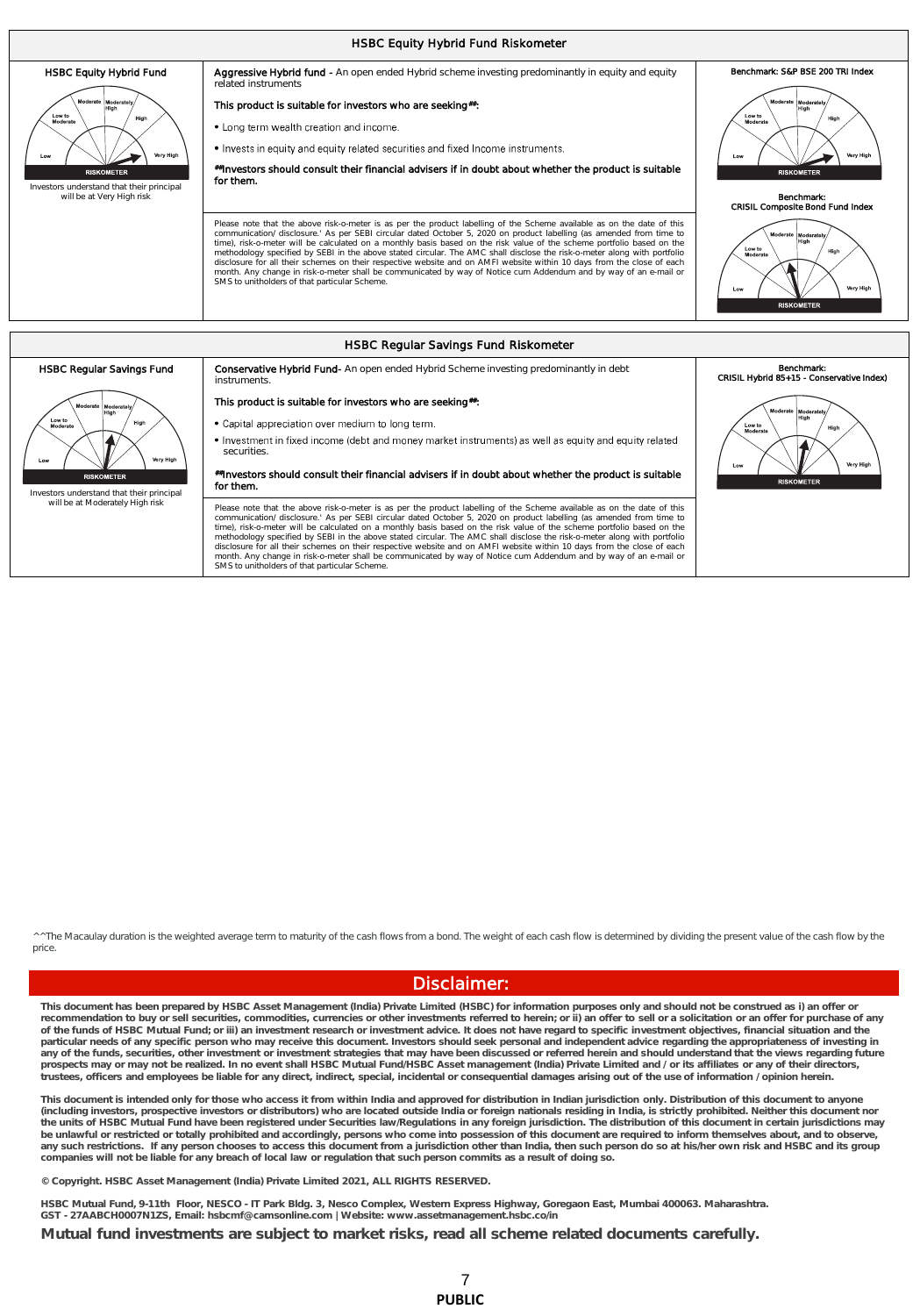## HSBC Equity Hybrid Fund Riskometer

| HSBC Equity Hybrid Fund | | Benchmark: S&P BSE 200 TRI Index |
|---|---|---|
| Low, Low to Moderate, Moderate, Moderately High, High, Very High<br>RISKOMETER<br>Investors understand that their principal will be at Very High risk | **Aggressive Hybrid fund** - An open ended Hybrid scheme investing predominantly in equity and equity related instruments<br><br>**This product is suitable for investors who are seeking##:**<br><br>• Long term wealth creation and income.<br><br>• Invests in equity and equity related securities and fixed Income instruments.<br><br>**##Investors should consult their financial advisers if in doubt about whether the product is suitable for them.** | Low, Low to Moderate, Moderate, Moderately High, High, Very High<br>RISKOMETER |
| | Please note that the above risk-o-meter is as per the product labelling of the Scheme available as on the date of this communication/ disclosure.' As per SEBI circular dated October 5, 2020 on product labelling (as amended from time to time), risk-o-meter will be calculated on a monthly basis based on the risk value of the scheme portfolio based on the methodology specified by SEBI in the above stated circular. The AMC shall disclose the risk-o-meter along with portfolio disclosure for all their schemes on their respective website and on AMFI website within 10 days from the close of each month. Any change in risk-o-meter shall be communicated by way of Notice cum Addendum and by way of an e-mail or SMS to unitholders of that particular Scheme. | **Benchmark: CRISIL Composite Bond Fund Index**<br>Low, Low to Moderate, Moderate, Moderately High, High, Very High<br>RISKOMETER |

## HSBC Regular Savings Fund Riskometer

| HSBC Regular Savings Fund | | Benchmark: CRISIL Hybrid 85+15 - Conservative Index) |
|---|---|---|
| Low, Low to Moderate, Moderate, Moderately High, High, Very High<br>RISKOMETER<br>Investors understand that their principal will be at Moderately High risk | **Conservative Hybrid Fund**- An open ended Hybrid Scheme investing predominantly in debt instruments.<br><br>**This product is suitable for investors who are seeking##:**<br><br>• Capital appreciation over medium to long term.<br><br>• Investment in fixed income (debt and money market instruments) as well as equity and equity related securities.<br><br>**##Investors should consult their financial advisers if in doubt about whether the product is suitable for them.** | Low, Low to Moderate, Moderate, Moderately High, High, Very High<br>RISKOMETER |
| | Please note that the above risk-o-meter is as per the product labelling of the Scheme available as on the date of this communication/ disclosure.' As per SEBI circular dated October 5, 2020 on product labelling (as amended from time to time), risk-o-meter will be calculated on a monthly basis based on the risk value of the scheme portfolio based on the methodology specified by SEBI in the above stated circular. The AMC shall disclose the risk-o-meter along with portfolio disclosure for all their schemes on their respective website and on AMFI website within 10 days from the close of each month. Any change in risk-o-meter shall be communicated by way of Notice cum Addendum and by way of an e-mail or SMS to unitholders of that particular Scheme. | |

^^The Macaulay duration is the weighted average term to maturity of the cash flows from a bond. The weight of each cash flow is determined by dividing the present value of the cash flow by the price.

## Disclaimer:

**This document has been prepared by HSBC Asset Management (India) Private Limited (HSBC) for information purposes only and should not be construed as i) an offer or recommendation to buy or sell securities, commodities, currencies or other investments referred to herein; or ii) an offer to sell or a solicitation or an offer for purchase of any of the funds of HSBC Mutual Fund; or iii) an investment research or investment advice. It does not have regard to specific investment objectives, financial situation and the particular needs of any specific person who may receive this document. Investors should seek personal and independent advice regarding the appropriateness of investing in any of the funds, securities, other investment or investment strategies that may have been discussed or referred herein and should understand that the views regarding future prospects may or may not be realized. In no event shall HSBC Mutual Fund/HSBC Asset management (India) Private Limited and / or its affiliates or any of their directors, trustees, officers and employees be liable for any direct, indirect, special, incidental or consequential damages arising out of the use of information / opinion herein.**

**This document is intended only for those who access it from within India and approved for distribution in Indian jurisdiction only. Distribution of this document to anyone (including investors, prospective investors or distributors) who are located outside India or foreign nationals residing in India, is strictly prohibited. Neither this document nor the units of HSBC Mutual Fund have been registered under Securities law/Regulations in any foreign jurisdiction. The distribution of this document in certain jurisdictions may be unlawful or restricted or totally prohibited and accordingly, persons who come into possession of this document are required to inform themselves about, and to observe, any such restrictions. If any person chooses to access this document from a jurisdiction other than India, then such person do so at his/her own risk and HSBC and its group companies will not be liable for any breach of local law or regulation that such person commits as a result of doing so.**

**© Copyright. HSBC Asset Management (India) Private Limited 2021, ALL RIGHTS RESERVED.**

**HSBC Mutual Fund, 9-11th Floor, NESCO - IT Park Bldg. 3, Nesco Complex, Western Express Highway, Goregaon East, Mumbai 400063. Maharashtra.**
**GST - 27AABCH0007N1ZS, Email: hsbcmf@camsonline.com | Website: www.assetmanagement.hsbc.co/in**

**Mutual fund investments are subject to market risks, read all scheme related documents carefully.**

**PUBLIC**